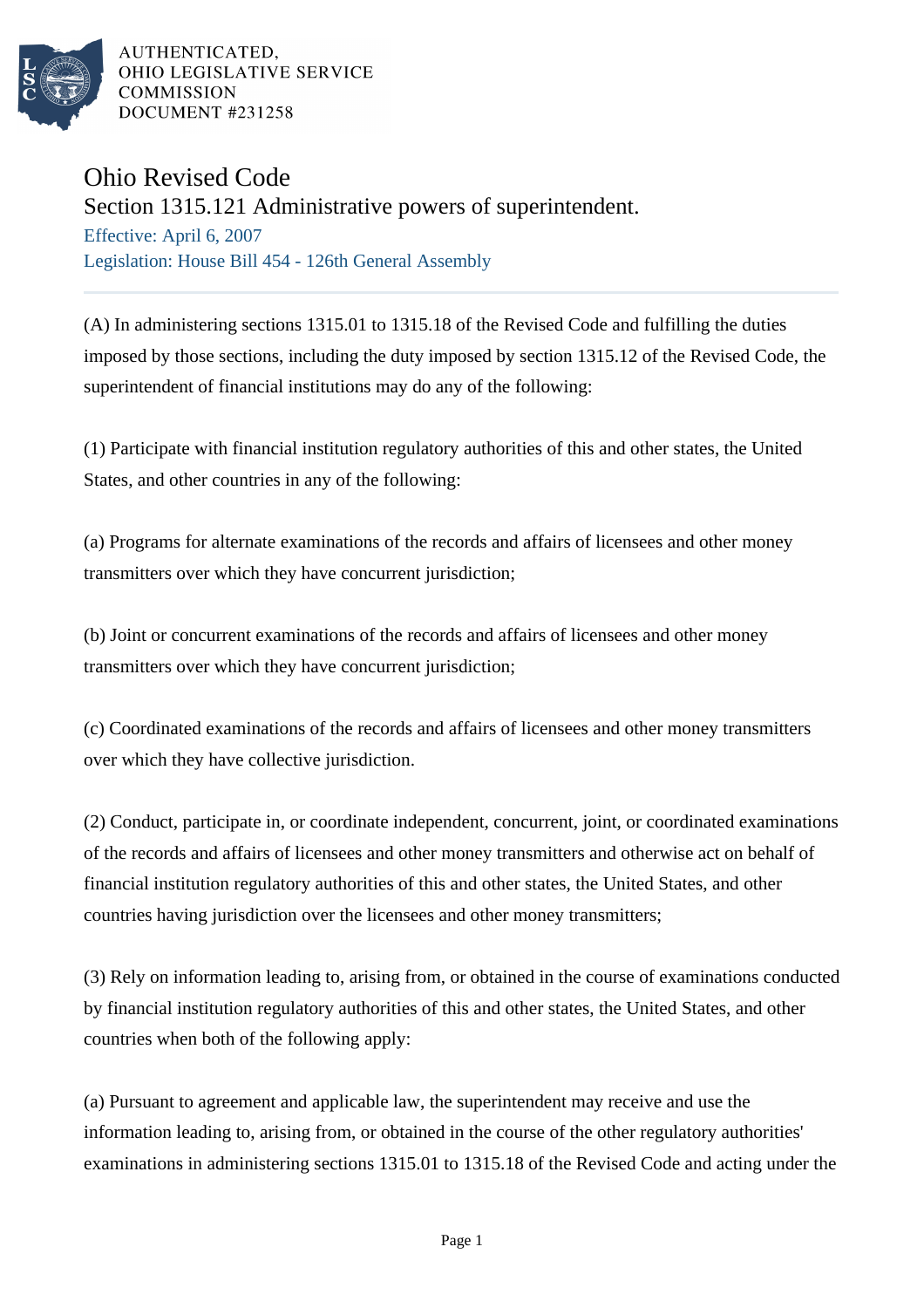AUTHENTICATED,
OHIO LEGISLATIVE SERVICE
COMMISSION
DOCUMENT #231258

# Ohio Revised Code

## Section 1315.121 Administrative powers of superintendent.

Effective: April 6, 2007

Legislation: House Bill 454 - 126th General Assembly

---

(A) In administering sections 1315.01 to 1315.18 of the Revised Code and fulfilling the duties imposed by those sections, including the duty imposed by section 1315.12 of the Revised Code, the superintendent of financial institutions may do any of the following:

(1) Participate with financial institution regulatory authorities of this and other states, the United States, and other countries in any of the following:

(a) Programs for alternate examinations of the records and affairs of licensees and other money transmitters over which they have concurrent jurisdiction;

(b) Joint or concurrent examinations of the records and affairs of licensees and other money transmitters over which they have concurrent jurisdiction;

(c) Coordinated examinations of the records and affairs of licensees and other money transmitters over which they have collective jurisdiction.

(2) Conduct, participate in, or coordinate independent, concurrent, joint, or coordinated examinations of the records and affairs of licensees and other money transmitters and otherwise act on behalf of financial institution regulatory authorities of this and other states, the United States, and other countries having jurisdiction over the licensees and other money transmitters;

(3) Rely on information leading to, arising from, or obtained in the course of examinations conducted by financial institution regulatory authorities of this and other states, the United States, and other countries when both of the following apply:

(a) Pursuant to agreement and applicable law, the superintendent may receive and use the information leading to, arising from, or obtained in the course of the other regulatory authorities' examinations in administering sections 1315.01 to 1315.18 of the Revised Code and acting under the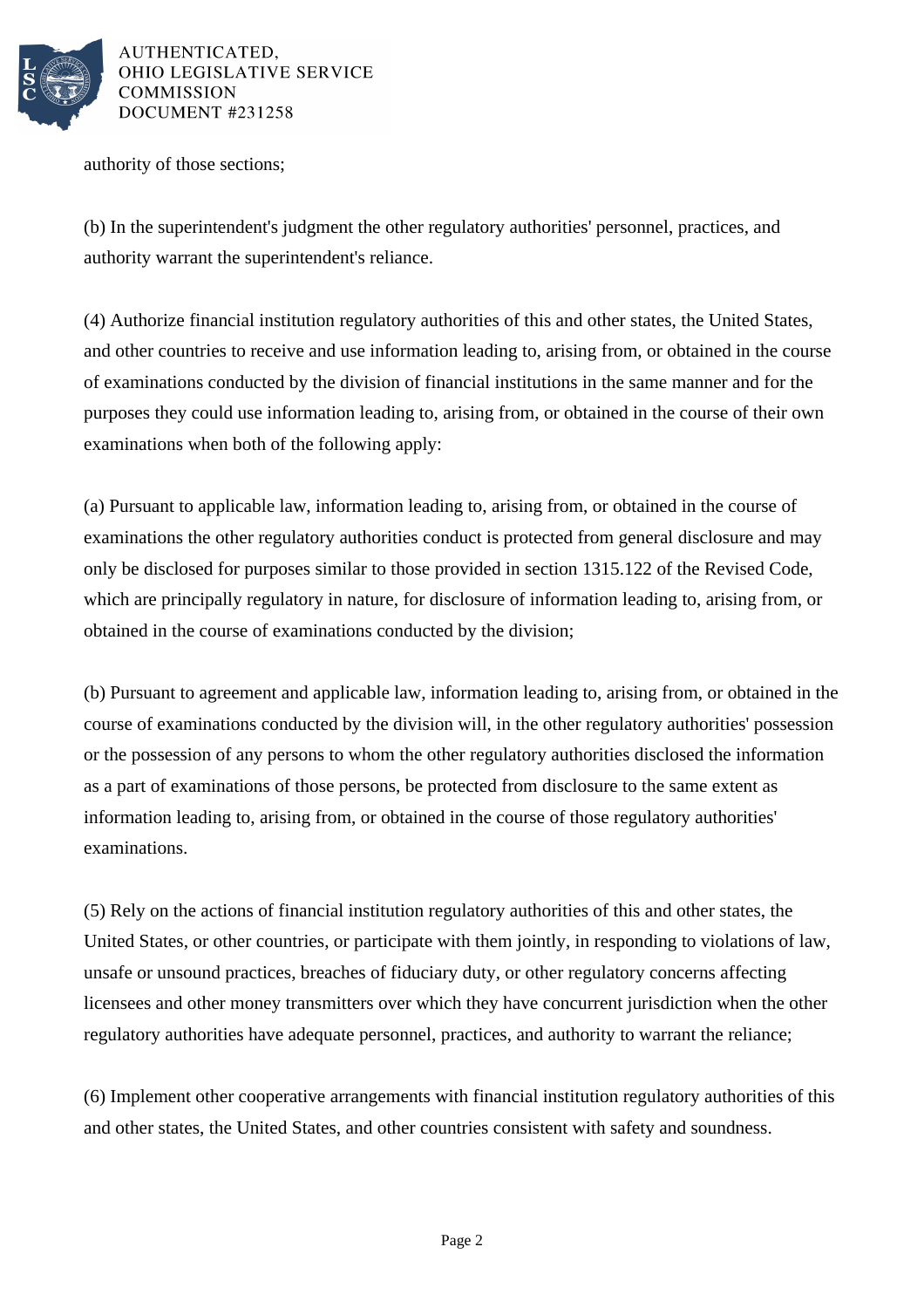authority of those sections;

(b) In the superintendent's judgment the other regulatory authorities' personnel, practices, and authority warrant the superintendent's reliance.

(4) Authorize financial institution regulatory authorities of this and other states, the United States, and other countries to receive and use information leading to, arising from, or obtained in the course of examinations conducted by the division of financial institutions in the same manner and for the purposes they could use information leading to, arising from, or obtained in the course of their own examinations when both of the following apply:

(a) Pursuant to applicable law, information leading to, arising from, or obtained in the course of examinations the other regulatory authorities conduct is protected from general disclosure and may only be disclosed for purposes similar to those provided in section 1315.122 of the Revised Code, which are principally regulatory in nature, for disclosure of information leading to, arising from, or obtained in the course of examinations conducted by the division;

(b) Pursuant to agreement and applicable law, information leading to, arising from, or obtained in the course of examinations conducted by the division will, in the other regulatory authorities' possession or the possession of any persons to whom the other regulatory authorities disclosed the information as a part of examinations of those persons, be protected from disclosure to the same extent as information leading to, arising from, or obtained in the course of those regulatory authorities' examinations.

(5) Rely on the actions of financial institution regulatory authorities of this and other states, the United States, or other countries, or participate with them jointly, in responding to violations of law, unsafe or unsound practices, breaches of fiduciary duty, or other regulatory concerns affecting licensees and other money transmitters over which they have concurrent jurisdiction when the other regulatory authorities have adequate personnel, practices, and authority to warrant the reliance;

(6) Implement other cooperative arrangements with financial institution regulatory authorities of this and other states, the United States, and other countries consistent with safety and soundness.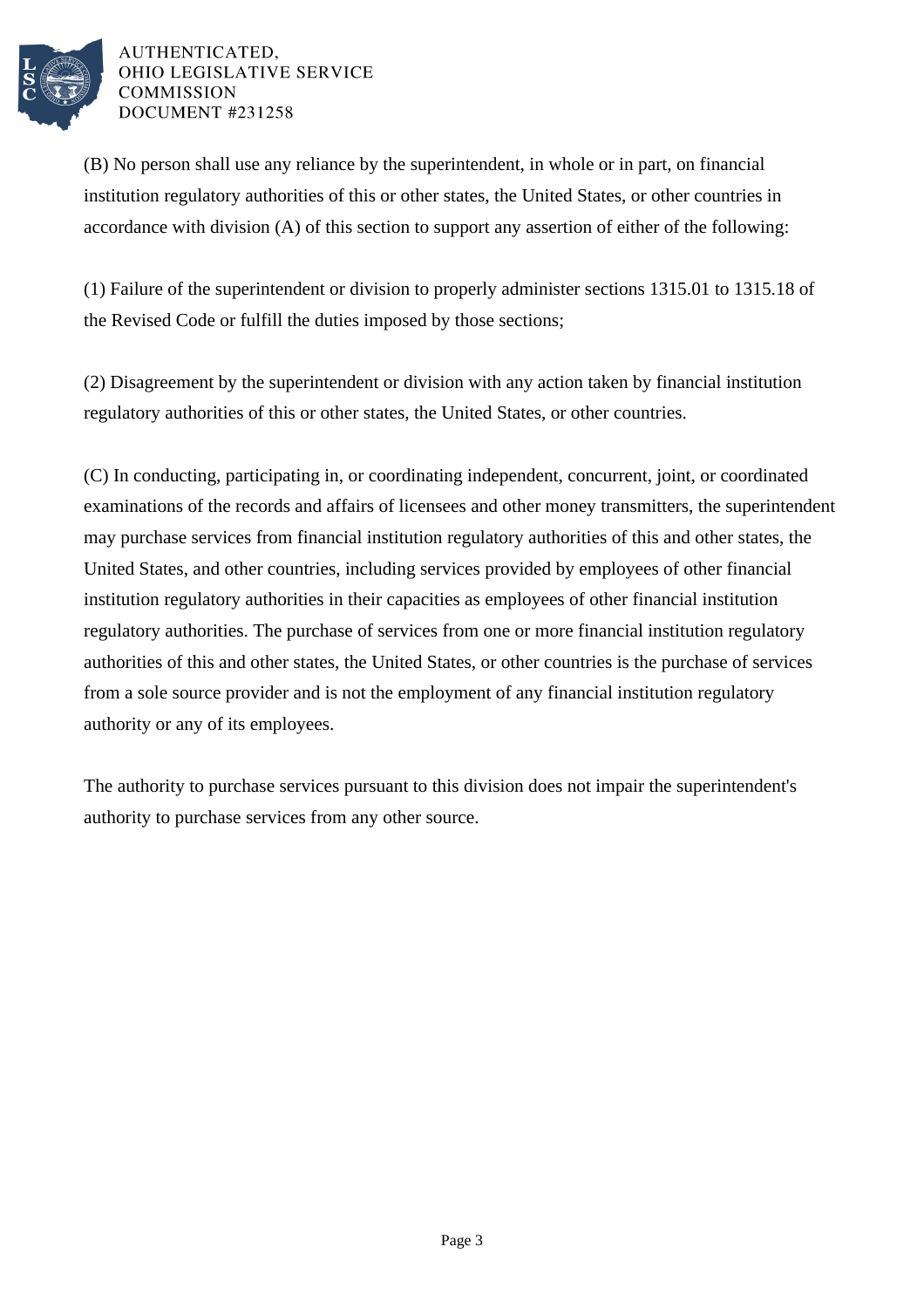(B) No person shall use any reliance by the superintendent, in whole or in part, on financial institution regulatory authorities of this or other states, the United States, or other countries in accordance with division (A) of this section to support any assertion of either of the following:

(1) Failure of the superintendent or division to properly administer sections 1315.01 to 1315.18 of the Revised Code or fulfill the duties imposed by those sections;

(2) Disagreement by the superintendent or division with any action taken by financial institution regulatory authorities of this or other states, the United States, or other countries.

(C) In conducting, participating in, or coordinating independent, concurrent, joint, or coordinated examinations of the records and affairs of licensees and other money transmitters, the superintendent may purchase services from financial institution regulatory authorities of this and other states, the United States, and other countries, including services provided by employees of other financial institution regulatory authorities in their capacities as employees of other financial institution regulatory authorities. The purchase of services from one or more financial institution regulatory authorities of this and other states, the United States, or other countries is the purchase of services from a sole source provider and is not the employment of any financial institution regulatory authority or any of its employees.

The authority to purchase services pursuant to this division does not impair the superintendent's authority to purchase services from any other source.